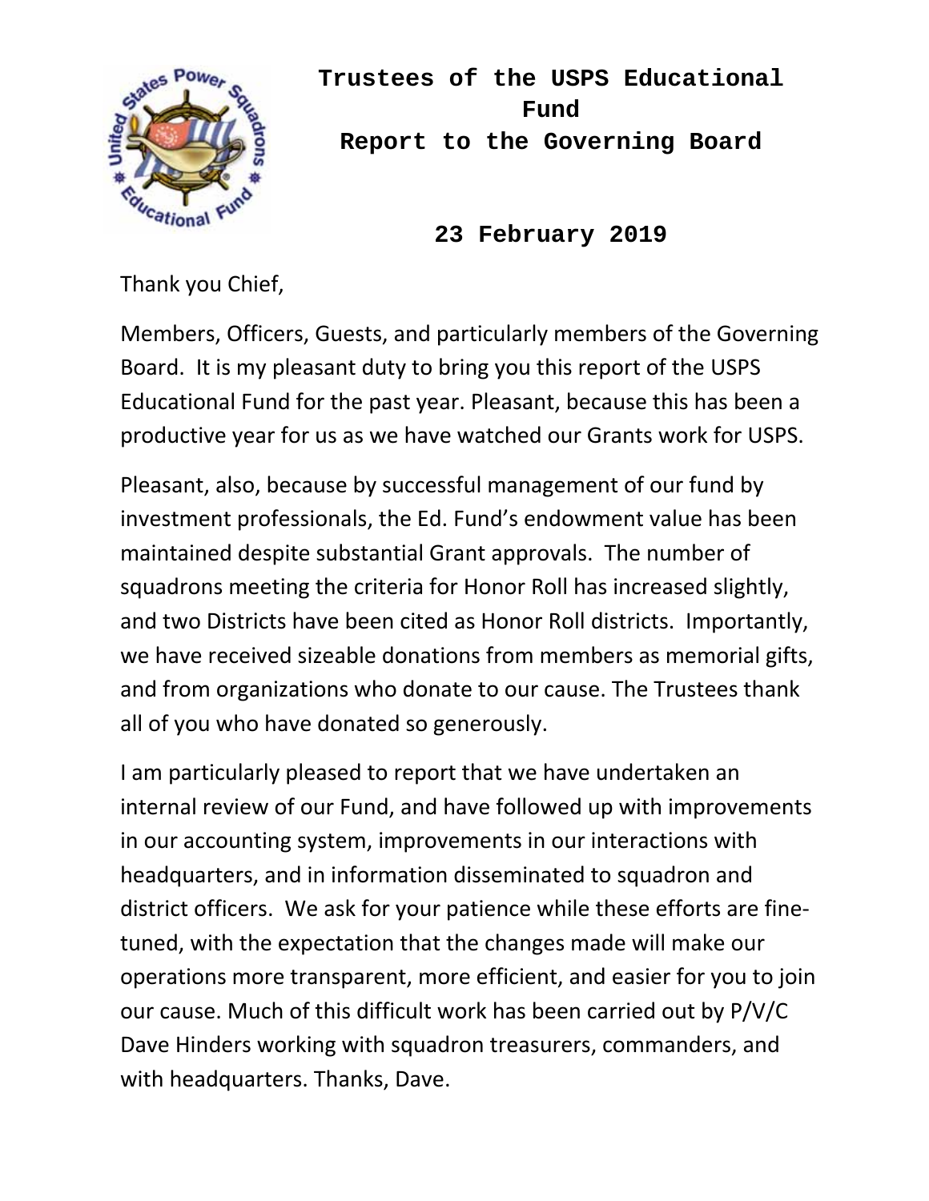# Trustees of the USPS Educational Fund
# Report to the Governing Board

**23 February 2019**

Thank you Chief,

Members, Officers, Guests, and particularly members of the Governing Board. It is my pleasant duty to bring you this report of the USPS Educational Fund for the past year. Pleasant, because this has been a productive year for us as we have watched our Grants work for USPS.

Pleasant, also, because by successful management of our fund by investment professionals, the Ed. Fund's endowment value has been maintained despite substantial Grant approvals. The number of squadrons meeting the criteria for Honor Roll has increased slightly, and two Districts have been cited as Honor Roll districts. Importantly, we have received sizeable donations from members as memorial gifts, and from organizations who donate to our cause. The Trustees thank all of you who have donated so generously.

I am particularly pleased to report that we have undertaken an internal review of our Fund, and have followed up with improvements in our accounting system, improvements in our interactions with headquarters, and in information disseminated to squadron and district officers. We ask for your patience while these efforts are fine-tuned, with the expectation that the changes made will make our operations more transparent, more efficient, and easier for you to join our cause. Much of this difficult work has been carried out by P/V/C Dave Hinders working with squadron treasurers, commanders, and with headquarters. Thanks, Dave.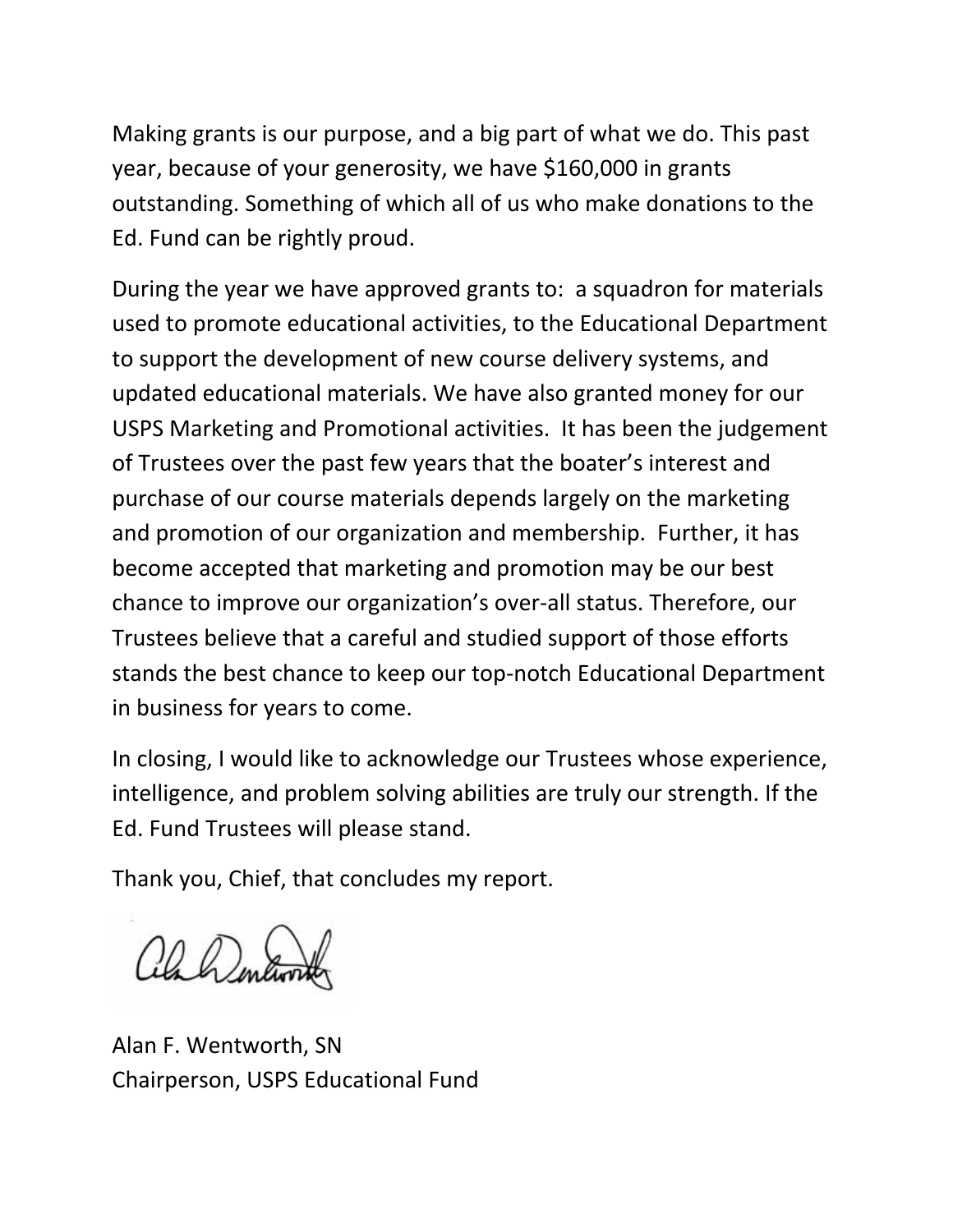Making grants is our purpose, and a big part of what we do. This past year, because of your generosity, we have $160,000 in grants outstanding. Something of which all of us who make donations to the Ed. Fund can be rightly proud.

During the year we have approved grants to:  a squadron for materials used to promote educational activities, to the Educational Department to support the development of new course delivery systems, and updated educational materials. We have also granted money for our USPS Marketing and Promotional activities.  It has been the judgement of Trustees over the past few years that the boater's interest and purchase of our course materials depends largely on the marketing and promotion of our organization and membership.  Further, it has become accepted that marketing and promotion may be our best chance to improve our organization's over-all status. Therefore, our Trustees believe that a careful and studied support of those efforts stands the best chance to keep our top-notch Educational Department in business for years to come.

In closing, I would like to acknowledge our Trustees whose experience, intelligence, and problem solving abilities are truly our strength. If the Ed. Fund Trustees will please stand.

Thank you, Chief, that concludes my report.

Alan F. Wentworth, SN
Chairperson, USPS Educational Fund